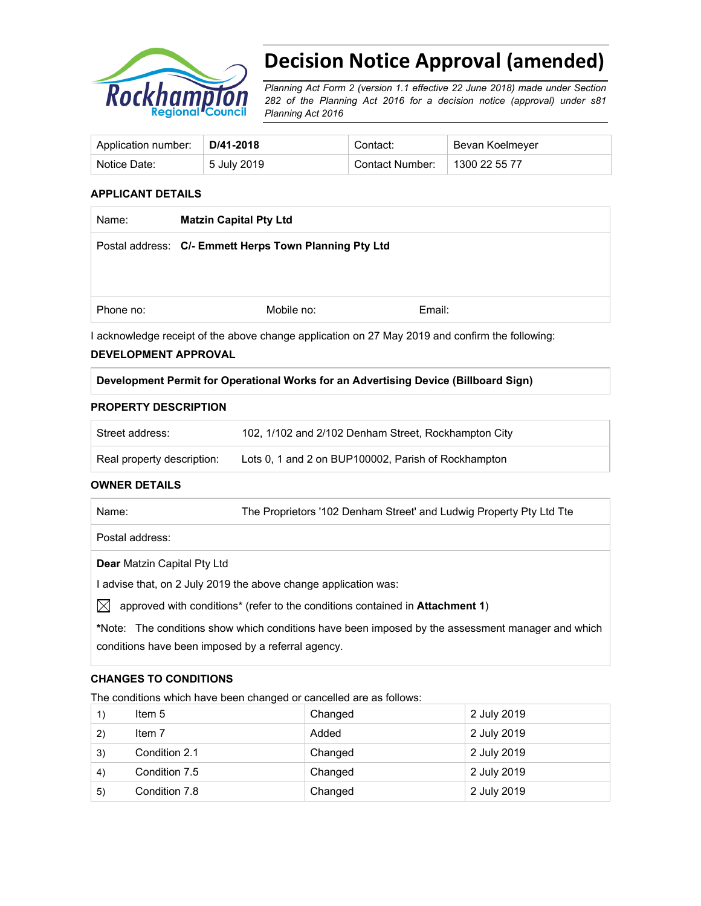# Decision Notice Approval (amended)

*Planning Act Form 2 (version 1.1 effective 22 June 2018) made under Section 282 of the Planning Act 2016 for a decision notice (approval) under s81 Planning Act 2016*

| Application number: | **D/41-2018** | Contact: | Bevan Koelmeyer |
|---|---|---|---|
| Notice Date: | 5 July 2019 | Contact Number: | 1300 22 55 77 |

**APPLICANT DETAILS**

| Name: | **Matzin Capital Pty Ltd** | |
|---|---|---|
| Postal address: | **C/- Emmett Herps Town Planning Pty Ltd** | |
| Phone no: | Mobile no: | Email: |

I acknowledge receipt of the above change application on 27 May 2019 and confirm the following:

**DEVELOPMENT APPROVAL**

| **Development Permit for Operational Works for an Advertising Device (Billboard Sign)** |
|---|

**PROPERTY DESCRIPTION**

| Street address: | 102, 1/102 and 2/102 Denham Street, Rockhampton City |
|---|---|
| Real property description: | Lots 0, 1 and 2 on BUP100002, Parish of Rockhampton |

**OWNER DETAILS**

| Name: | The Proprietors '102 Denham Street' and Ludwig Property Pty Ltd Tte |
|---|---|
| Postal address: | |

**Dear** Matzin Capital Pty Ltd

I advise that, on 2 July 2019 the above change application was:

☒ approved with conditions* (refer to the conditions contained in **Attachment 1**)

***Note:** The conditions show which conditions have been imposed by the assessment manager and which conditions have been imposed by a referral agency.

**CHANGES TO CONDITIONS**

The conditions which have been changed or cancelled are as follows:

| 1) | Item 5 | Changed | 2 July 2019 |
|---|---|---|---|
| 2) | Item 7 | Added | 2 July 2019 |
| 3) | Condition 2.1 | Changed | 2 July 2019 |
| 4) | Condition 7.5 | Changed | 2 July 2019 |
| 5) | Condition 7.8 | Changed | 2 July 2019 |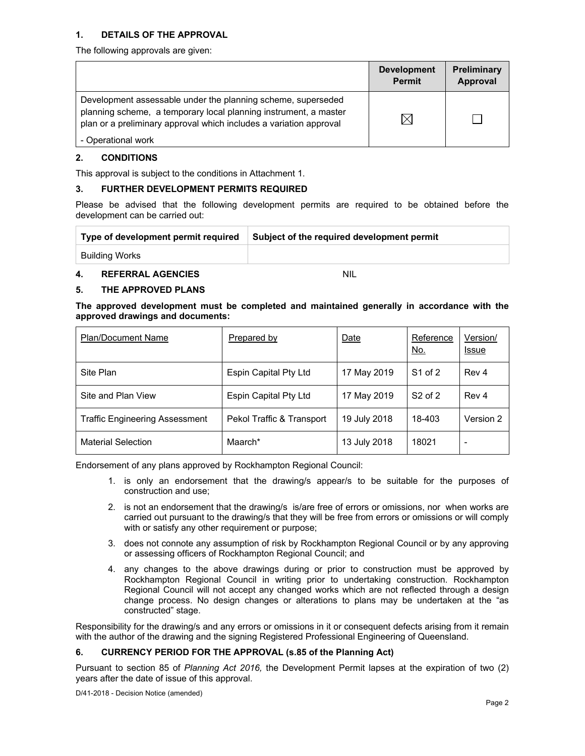## 1. DETAILS OF THE APPROVAL

The following approvals are given:

| | Development Permit | Preliminary Approval |
|---|---|---|
| Development assessable under the planning scheme, superseded planning scheme, a temporary local planning instrument, a master plan or a preliminary approval which includes a variation approval<br>- Operational work | ☒ | ☐ |

## 2. CONDITIONS

This approval is subject to the conditions in Attachment 1.

## 3. FURTHER DEVELOPMENT PERMITS REQUIRED

Please be advised that the following development permits are required to be obtained before the development can be carried out:

| Type of development permit required | Subject of the required development permit |
|---|---|
| Building Works | |

## 4. REFERRAL AGENCIES NIL

## 5. THE APPROVED PLANS

**The approved development must be completed and maintained generally in accordance with the approved drawings and documents:**

| Plan/Document Name | Prepared by | Date | Reference No. | Version/ Issue |
|---|---|---|---|---|
| Site Plan | Espin Capital Pty Ltd | 17 May 2019 | S1 of 2 | Rev 4 |
| Site and Plan View | Espin Capital Pty Ltd | 17 May 2019 | S2 of 2 | Rev 4 |
| Traffic Engineering Assessment | Pekol Traffic & Transport | 19 July 2018 | 18-403 | Version 2 |
| Material Selection | Maarch* | 13 July 2018 | 18021 | - |

Endorsement of any plans approved by Rockhampton Regional Council:

1. is only an endorsement that the drawing/s appear/s to be suitable for the purposes of construction and use;
2. is not an endorsement that the drawing/s is/are free of errors or omissions, nor when works are carried out pursuant to the drawing/s that they will be free from errors or omissions or will comply with or satisfy any other requirement or purpose;
3. does not connote any assumption of risk by Rockhampton Regional Council or by any approving or assessing officers of Rockhampton Regional Council; and
4. any changes to the above drawings during or prior to construction must be approved by Rockhampton Regional Council in writing prior to undertaking construction. Rockhampton Regional Council will not accept any changed works which are not reflected through a design change process. No design changes or alterations to plans may be undertaken at the "as constructed" stage.

Responsibility for the drawing/s and any errors or omissions in it or consequent defects arising from it remain with the author of the drawing and the signing Registered Professional Engineering of Queensland.

## 6. CURRENCY PERIOD FOR THE APPROVAL (s.85 of the Planning Act)

Pursuant to section 85 of *Planning Act 2016,* the Development Permit lapses at the expiration of two (2) years after the date of issue of this approval.

D/41-2018 - Decision Notice (amended)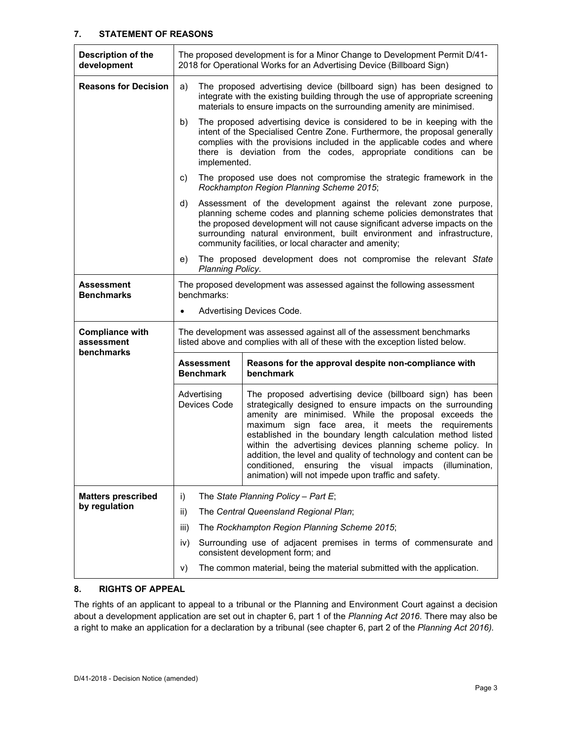## 7. STATEMENT OF REASONS

| | | |
|---|---|---|
| **Description of the development** | The proposed development is for a Minor Change to Development Permit D/41-2018 for Operational Works for an Advertising Device (Billboard Sign) | |
| **Reasons for Decision** | a) The proposed advertising device (billboard sign) has been designed to integrate with the existing building through the use of appropriate screening materials to ensure impacts on the surrounding amenity are minimised.<br><br>b) The proposed advertising device is considered to be in keeping with the intent of the Specialised Centre Zone. Furthermore, the proposal generally complies with the provisions included in the applicable codes and where there is deviation from the codes, appropriate conditions can be implemented.<br><br>c) The proposed use does not compromise the strategic framework in the *Rockhampton Region Planning Scheme 2015*;<br><br>d) Assessment of the development against the relevant zone purpose, planning scheme codes and planning scheme policies demonstrates that the proposed development will not cause significant adverse impacts on the surrounding natural environment, built environment and infrastructure, community facilities, or local character and amenity;<br><br>e) The proposed development does not compromise the relevant *State Planning Policy*. | |
| **Assessment Benchmarks** | The proposed development was assessed against the following assessment benchmarks:<br><br>• Advertising Devices Code. | |
| **Compliance with assessment benchmarks** | The development was assessed against all of the assessment benchmarks listed above and complies with all of these with the exception listed below. | |
| | **Assessment Benchmark** | **Reasons for the approval despite non-compliance with benchmark** |
| | Advertising Devices Code | The proposed advertising device (billboard sign) has been strategically designed to ensure impacts on the surrounding amenity are minimised. While the proposal exceeds the maximum sign face area, it meets the requirements established in the boundary length calculation method listed within the advertising devices planning scheme policy. In addition, the level and quality of technology and content can be conditioned, ensuring the visual impacts (illumination, animation) will not impede upon traffic and safety. |
| **Matters prescribed by regulation** | i) The *State Planning Policy – Part E*;<br><br>ii) The *Central Queensland Regional Plan*;<br><br>iii) The *Rockhampton Region Planning Scheme 2015*;<br><br>iv) Surrounding use of adjacent premises in terms of commensurate and consistent development form; and<br><br>v) The common material, being the material submitted with the application. | |

## 8. RIGHTS OF APPEAL

The rights of an applicant to appeal to a tribunal or the Planning and Environment Court against a decision about a development application are set out in chapter 6, part 1 of the *Planning Act 2016*. There may also be a right to make an application for a declaration by a tribunal (see chapter 6, part 2 of the *Planning Act 2016)*.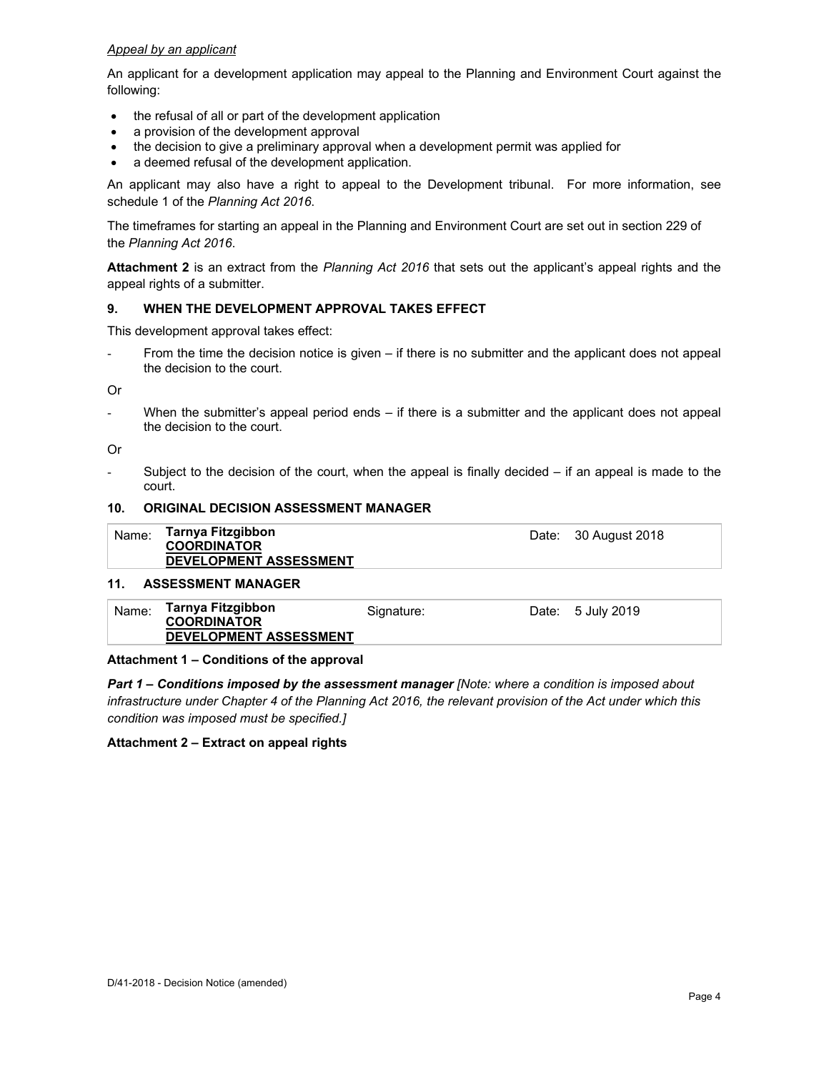*Appeal by an applicant*

An applicant for a development application may appeal to the Planning and Environment Court against the following:

- the refusal of all or part of the development application
- a provision of the development approval
- the decision to give a preliminary approval when a development permit was applied for
- a deemed refusal of the development application.

An applicant may also have a right to appeal to the Development tribunal. For more information, see schedule 1 of the *Planning Act 2016*.

The timeframes for starting an appeal in the Planning and Environment Court are set out in section 229 of the *Planning Act 2016*.

**Attachment 2** is an extract from the *Planning Act 2016* that sets out the applicant's appeal rights and the appeal rights of a submitter.

## 9. WHEN THE DEVELOPMENT APPROVAL TAKES EFFECT

This development approval takes effect:

- From the time the decision notice is given – if there is no submitter and the applicant does not appeal the decision to the court.

Or

- When the submitter's appeal period ends – if there is a submitter and the applicant does not appeal the decision to the court.

Or

- Subject to the decision of the court, when the appeal is finally decided – if an appeal is made to the court.

## 10. ORIGINAL DECISION ASSESSMENT MANAGER

| Name: | **Tarnya Fitzgibbon**<br>**COORDINATOR**<br>**DEVELOPMENT ASSESSMENT** | Date: | 30 August 2018 |
|---|---|---|---|

## 11. ASSESSMENT MANAGER

| Name: | **Tarnya Fitzgibbon**<br>**COORDINATOR**<br>**DEVELOPMENT ASSESSMENT** | Signature: | Date: | 5 July 2019 |
|---|---|---|---|---|

**Attachment 1 – Conditions of the approval**

***Part 1 – Conditions imposed by the assessment manager*** *[Note: where a condition is imposed about infrastructure under Chapter 4 of the Planning Act 2016, the relevant provision of the Act under which this condition was imposed must be specified.]*

**Attachment 2 – Extract on appeal rights**

D/41-2018 - Decision Notice (amended)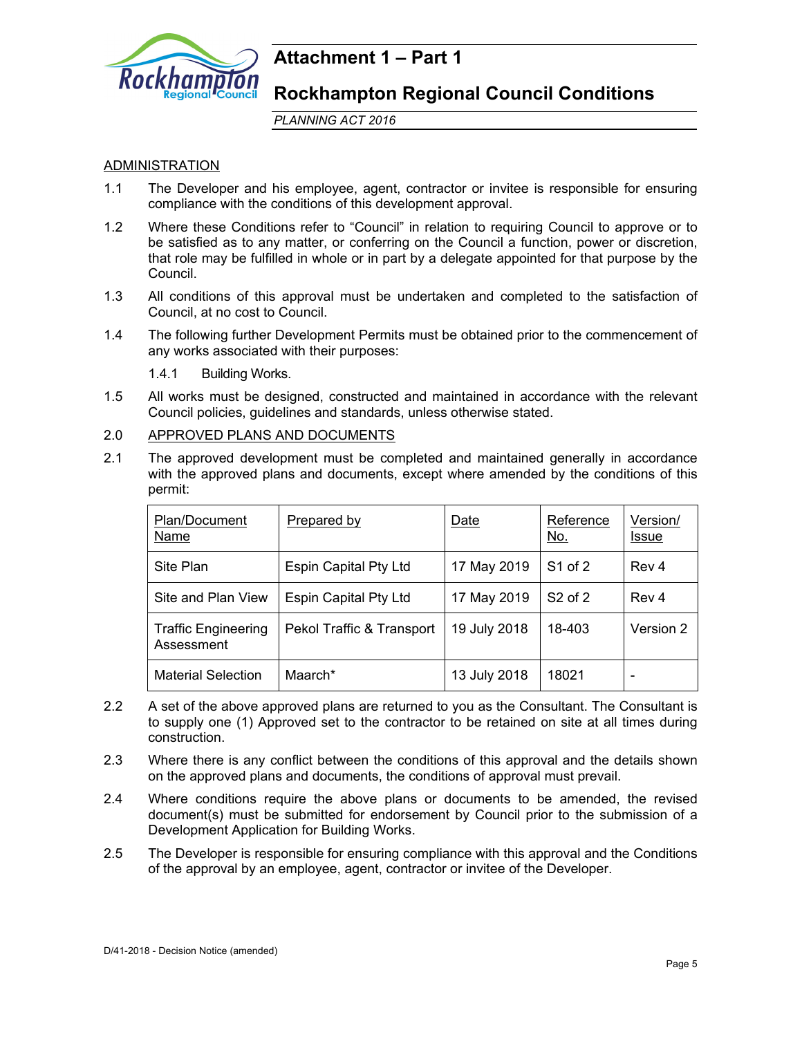# Attachment 1 – Part 1

## Rockhampton Regional Council Conditions

*PLANNING ACT 2016*

<u>ADMINISTRATION</u>

1.1 The Developer and his employee, agent, contractor or invitee is responsible for ensuring compliance with the conditions of this development approval.

1.2 Where these Conditions refer to "Council" in relation to requiring Council to approve or to be satisfied as to any matter, or conferring on the Council a function, power or discretion, that role may be fulfilled in whole or in part by a delegate appointed for that purpose by the Council.

1.3 All conditions of this approval must be undertaken and completed to the satisfaction of Council, at no cost to Council.

1.4 The following further Development Permits must be obtained prior to the commencement of any works associated with their purposes:

1.4.1 Building Works.

1.5 All works must be designed, constructed and maintained in accordance with the relevant Council policies, guidelines and standards, unless otherwise stated.

2.0 <u>APPROVED PLANS AND DOCUMENTS</u>

2.1 The approved development must be completed and maintained generally in accordance with the approved plans and documents, except where amended by the conditions of this permit:

| Plan/Document Name | Prepared by | Date | Reference No. | Version/ Issue |
|---|---|---|---|---|
| Site Plan | Espin Capital Pty Ltd | 17 May 2019 | S1 of 2 | Rev 4 |
| Site and Plan View | Espin Capital Pty Ltd | 17 May 2019 | S2 of 2 | Rev 4 |
| Traffic Engineering Assessment | Pekol Traffic & Transport | 19 July 2018 | 18-403 | Version 2 |
| Material Selection | Maarch* | 13 July 2018 | 18021 | - |

2.2 A set of the above approved plans are returned to you as the Consultant. The Consultant is to supply one (1) Approved set to the contractor to be retained on site at all times during construction.

2.3 Where there is any conflict between the conditions of this approval and the details shown on the approved plans and documents, the conditions of approval must prevail.

2.4 Where conditions require the above plans or documents to be amended, the revised document(s) must be submitted for endorsement by Council prior to the submission of a Development Application for Building Works.

2.5 The Developer is responsible for ensuring compliance with this approval and the Conditions of the approval by an employee, agent, contractor or invitee of the Developer.

D/41-2018 - Decision Notice (amended)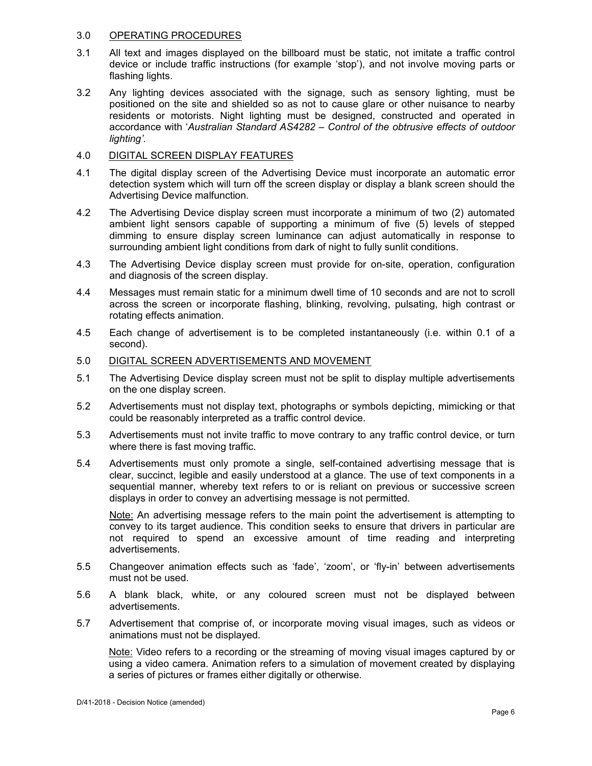## 3.0 <u>OPERATING PROCEDURES</u>

3.1 All text and images displayed on the billboard must be static, not imitate a traffic control device or include traffic instructions (for example 'stop'), and not involve moving parts or flashing lights.

3.2 Any lighting devices associated with the signage, such as sensory lighting, must be positioned on the site and shielded so as not to cause glare or other nuisance to nearby residents or motorists. Night lighting must be designed, constructed and operated in accordance with '*Australian Standard AS4282 – Control of the obtrusive effects of outdoor lighting'*.

## 4.0 <u>DIGITAL SCREEN DISPLAY FEATURES</u>

4.1 The digital display screen of the Advertising Device must incorporate an automatic error detection system which will turn off the screen display or display a blank screen should the Advertising Device malfunction.

4.2 The Advertising Device display screen must incorporate a minimum of two (2) automated ambient light sensors capable of supporting a minimum of five (5) levels of stepped dimming to ensure display screen luminance can adjust automatically in response to surrounding ambient light conditions from dark of night to fully sunlit conditions.

4.3 The Advertising Device display screen must provide for on-site, operation, configuration and diagnosis of the screen display.

4.4 Messages must remain static for a minimum dwell time of 10 seconds and are not to scroll across the screen or incorporate flashing, blinking, revolving, pulsating, high contrast or rotating effects animation.

4.5 Each change of advertisement is to be completed instantaneously (i.e. within 0.1 of a second).

## 5.0 <u>DIGITAL SCREEN ADVERTISEMENTS AND MOVEMENT</u>

5.1 The Advertising Device display screen must not be split to display multiple advertisements on the one display screen.

5.2 Advertisements must not display text, photographs or symbols depicting, mimicking or that could be reasonably interpreted as a traffic control device.

5.3 Advertisements must not invite traffic to move contrary to any traffic control device, or turn where there is fast moving traffic.

5.4 Advertisements must only promote a single, self-contained advertising message that is clear, succinct, legible and easily understood at a glance. The use of text components in a sequential manner, whereby text refers to or is reliant on previous or successive screen displays in order to convey an advertising message is not permitted.

<u>Note:</u> An advertising message refers to the main point the advertisement is attempting to convey to its target audience. This condition seeks to ensure that drivers in particular are not required to spend an excessive amount of time reading and interpreting advertisements.

5.5 Changeover animation effects such as 'fade', 'zoom', or 'fly-in' between advertisements must not be used.

5.6 A blank black, white, or any coloured screen must not be displayed between advertisements.

5.7 Advertisement that comprise of, or incorporate moving visual images, such as videos or animations must not be displayed.

<u>Note:</u> Video refers to a recording or the streaming of moving visual images captured by or using a video camera. Animation refers to a simulation of movement created by displaying a series of pictures or frames either digitally or otherwise.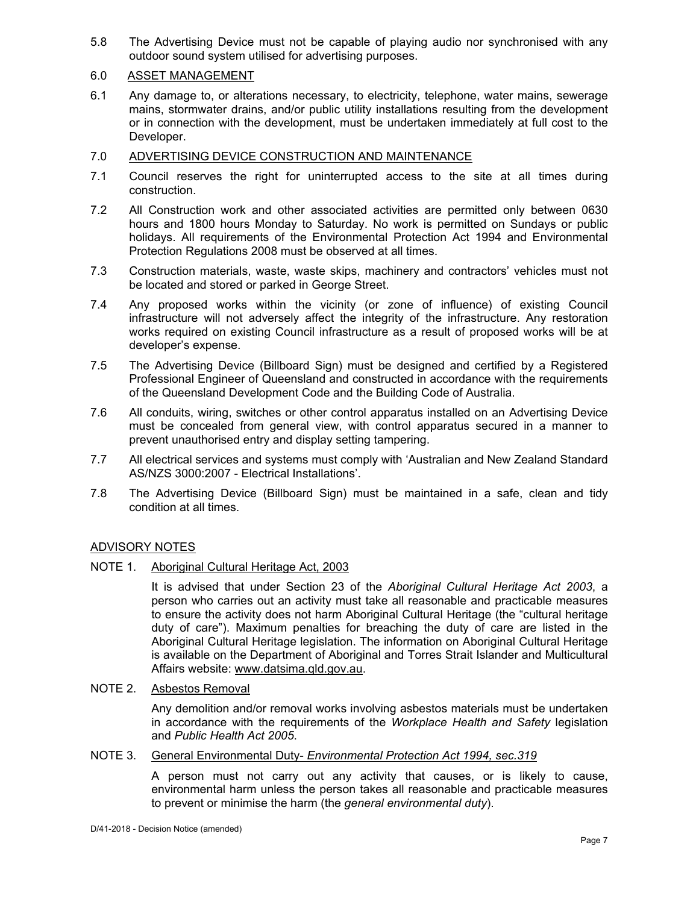5.8 The Advertising Device must not be capable of playing audio nor synchronised with any outdoor sound system utilised for advertising purposes.

6.0 ASSET MANAGEMENT

6.1 Any damage to, or alterations necessary, to electricity, telephone, water mains, sewerage mains, stormwater drains, and/or public utility installations resulting from the development or in connection with the development, must be undertaken immediately at full cost to the Developer.

7.0 ADVERTISING DEVICE CONSTRUCTION AND MAINTENANCE

7.1 Council reserves the right for uninterrupted access to the site at all times during construction.

7.2 All Construction work and other associated activities are permitted only between 0630 hours and 1800 hours Monday to Saturday. No work is permitted on Sundays or public holidays. All requirements of the Environmental Protection Act 1994 and Environmental Protection Regulations 2008 must be observed at all times.

7.3 Construction materials, waste, waste skips, machinery and contractors' vehicles must not be located and stored or parked in George Street.

7.4 Any proposed works within the vicinity (or zone of influence) of existing Council infrastructure will not adversely affect the integrity of the infrastructure. Any restoration works required on existing Council infrastructure as a result of proposed works will be at developer's expense.

7.5 The Advertising Device (Billboard Sign) must be designed and certified by a Registered Professional Engineer of Queensland and constructed in accordance with the requirements of the Queensland Development Code and the Building Code of Australia.

7.6 All conduits, wiring, switches or other control apparatus installed on an Advertising Device must be concealed from general view, with control apparatus secured in a manner to prevent unauthorised entry and display setting tampering.

7.7 All electrical services and systems must comply with 'Australian and New Zealand Standard AS/NZS 3000:2007 - Electrical Installations'.

7.8 The Advertising Device (Billboard Sign) must be maintained in a safe, clean and tidy condition at all times.

ADVISORY NOTES

NOTE 1. Aboriginal Cultural Heritage Act, 2003

It is advised that under Section 23 of the *Aboriginal Cultural Heritage Act 2003*, a person who carries out an activity must take all reasonable and practicable measures to ensure the activity does not harm Aboriginal Cultural Heritage (the "cultural heritage duty of care"). Maximum penalties for breaching the duty of care are listed in the Aboriginal Cultural Heritage legislation. The information on Aboriginal Cultural Heritage is available on the Department of Aboriginal and Torres Strait Islander and Multicultural Affairs website: www.datsima.qld.gov.au.

NOTE 2. Asbestos Removal

Any demolition and/or removal works involving asbestos materials must be undertaken in accordance with the requirements of the *Workplace Health and Safety* legislation and *Public Health Act 2005*.

NOTE 3. General Environmental Duty- *Environmental Protection Act 1994, sec.319*

A person must not carry out any activity that causes, or is likely to cause, environmental harm unless the person takes all reasonable and practicable measures to prevent or minimise the harm (the *general environmental duty*).

D/41-2018 - Decision Notice (amended)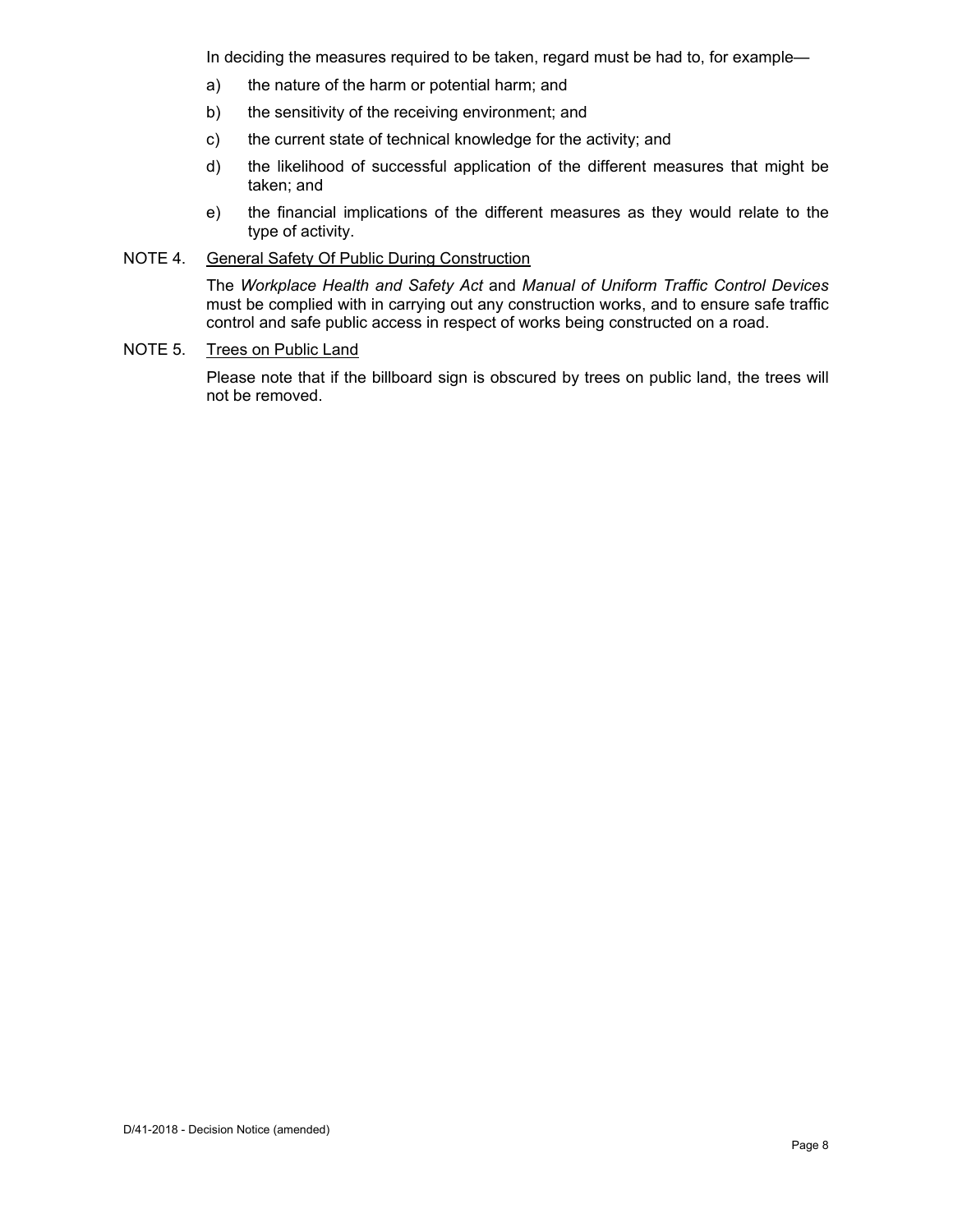In deciding the measures required to be taken, regard must be had to, for example—

a) the nature of the harm or potential harm; and

b) the sensitivity of the receiving environment; and

c) the current state of technical knowledge for the activity; and

d) the likelihood of successful application of the different measures that might be taken; and

e) the financial implications of the different measures as they would relate to the type of activity.

NOTE 4. General Safety Of Public During Construction

The *Workplace Health and Safety Act* and *Manual of Uniform Traffic Control Devices* must be complied with in carrying out any construction works, and to ensure safe traffic control and safe public access in respect of works being constructed on a road.

NOTE 5. Trees on Public Land

Please note that if the billboard sign is obscured by trees on public land, the trees will not be removed.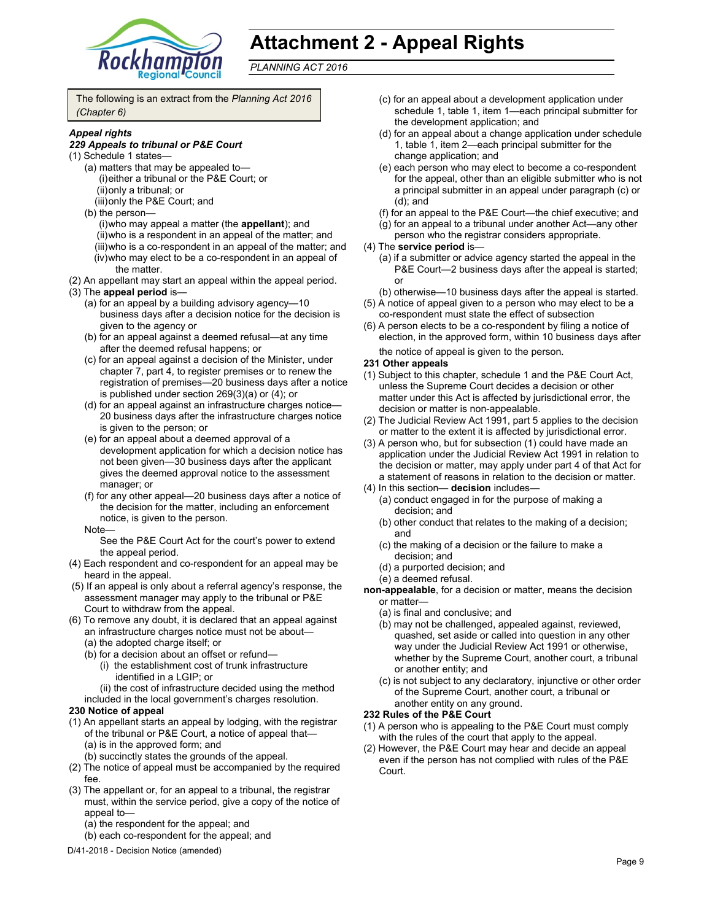# Attachment 2 - Appeal Rights

*PLANNING ACT 2016*

The following is an extract from the *Planning Act 2016 (Chapter 6)*

***Appeal rights***

***229 Appeals to tribunal or P&E Court***

(1) Schedule 1 states—
  - (a) matters that may be appealed to—
    - (i) either a tribunal or the P&E Court; or
    - (ii) only a tribunal; or
    - (iii) only the P&E Court; and
  - (b) the person—
    - (i) who may appeal a matter (the **appellant**); and
    - (ii) who is a respondent in an appeal of the matter; and
    - (iii) who is a co-respondent in an appeal of the matter; and
    - (iv) who may elect to be a co-respondent in an appeal of the matter.

(2) An appellant may start an appeal within the appeal period.

(3) The **appeal period** is—
  - (a) for an appeal by a building advisory agency—10 business days after a decision notice for the decision is given to the agency or
  - (b) for an appeal against a deemed refusal—at any time after the deemed refusal happens; or
  - (c) for an appeal against a decision of the Minister, under chapter 7, part 4, to register premises or to renew the registration of premises—20 business days after a notice is published under section 269(3)(a) or (4); or
  - (d) for an appeal against an infrastructure charges notice—20 business days after the infrastructure charges notice is given to the person; or
  - (e) for an appeal about a deemed approval of a development application for which a decision notice has not been given—30 business days after the applicant gives the deemed approval notice to the assessment manager; or
  - (f) for any other appeal—20 business days after a notice of the decision for the matter, including an enforcement notice, is given to the person.

  Note—

  See the P&E Court Act for the court's power to extend the appeal period.

(4) Each respondent and co-respondent for an appeal may be heard in the appeal.

(5) If an appeal is only about a referral agency's response, the assessment manager may apply to the tribunal or P&E Court to withdraw from the appeal.

(6) To remove any doubt, it is declared that an appeal against an infrastructure charges notice must not be about—
  - (a) the adopted charge itself; or
  - (b) for a decision about an offset or refund—
    - (i) the establishment cost of trunk infrastructure identified in a LGIP; or
    - (ii) the cost of infrastructure decided using the method included in the local government's charges resolution.

**230 Notice of appeal**

(1) An appellant starts an appeal by lodging, with the registrar of the tribunal or P&E Court, a notice of appeal that—
  - (a) is in the approved form; and
  - (b) succinctly states the grounds of the appeal.

(2) The notice of appeal must be accompanied by the required fee.

(3) The appellant or, for an appeal to a tribunal, the registrar must, within the service period, give a copy of the notice of appeal to—
  - (a) the respondent for the appeal; and
  - (b) each co-respondent for the appeal; and
  - (c) for an appeal about a development application under schedule 1, table 1, item 1—each principal submitter for the development application; and
  - (d) for an appeal about a change application under schedule 1, table 1, item 2—each principal submitter for the change application; and
  - (e) each person who may elect to become a co-respondent for the appeal, other than an eligible submitter who is not a principal submitter in an appeal under paragraph (c) or (d); and
  - (f) for an appeal to the P&E Court—the chief executive; and
  - (g) for an appeal to a tribunal under another Act—any other person who the registrar considers appropriate.

(4) The **service period** is—
  - (a) if a submitter or advice agency started the appeal in the P&E Court—2 business days after the appeal is started; or
  - (b) otherwise—10 business days after the appeal is started.

(5) A notice of appeal given to a person who may elect to be a co-respondent must state the effect of subsection

(6) A person elects to be a co-respondent by filing a notice of election, in the approved form, within 10 business days after the notice of appeal is given to the person.

**231 Other appeals**

(1) Subject to this chapter, schedule 1 and the P&E Court Act, unless the Supreme Court decides a decision or other matter under this Act is affected by jurisdictional error, the decision or matter is non-appealable.

(2) The Judicial Review Act 1991, part 5 applies to the decision or matter to the extent it is affected by jurisdictional error.

(3) A person who, but for subsection (1) could have made an application under the Judicial Review Act 1991 in relation to the decision or matter, may apply under part 4 of that Act for a statement of reasons in relation to the decision or matter.

(4) In this section— **decision** includes—
  - (a) conduct engaged in for the purpose of making a decision; and
  - (b) other conduct that relates to the making of a decision; and
  - (c) the making of a decision or the failure to make a decision; and
  - (d) a purported decision; and
  - (e) a deemed refusal.

**non-appealable**, for a decision or matter, means the decision or matter—
  - (a) is final and conclusive; and
  - (b) may not be challenged, appealed against, reviewed, quashed, set aside or called into question in any other way under the Judicial Review Act 1991 or otherwise, whether by the Supreme Court, another court, a tribunal or another entity; and
  - (c) is not subject to any declaratory, injunctive or other order of the Supreme Court, another court, a tribunal or another entity on any ground.

**232 Rules of the P&E Court**

(1) A person who is appealing to the P&E Court must comply with the rules of the court that apply to the appeal.

(2) However, the P&E Court may hear and decide an appeal even if the person has not complied with rules of the P&E Court.

D/41-2018 - Decision Notice (amended)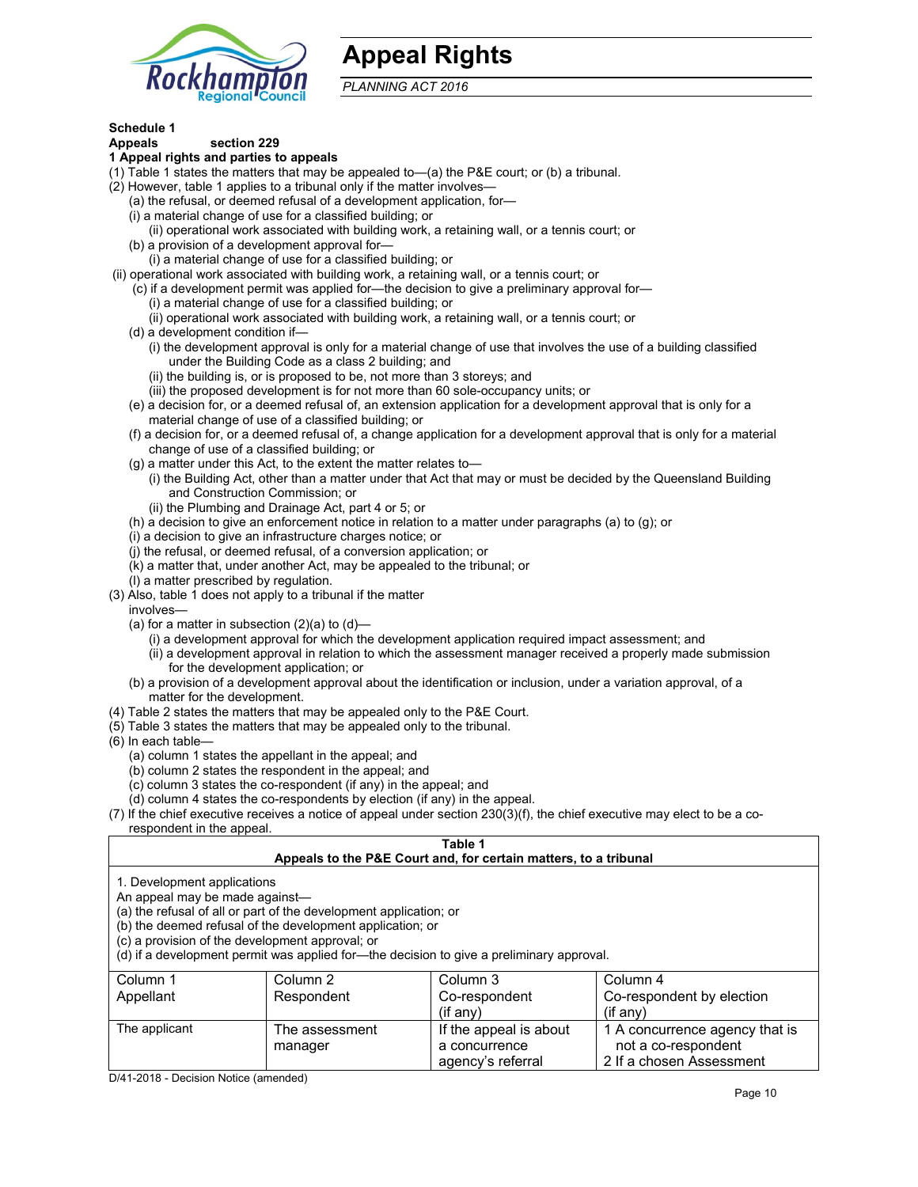# Appeal Rights

*PLANNING ACT 2016*

**Schedule 1**
**Appeals section 229**
**1 Appeal rights and parties to appeals**

(1) Table 1 states the matters that may be appealed to—(a) the P&E court; or (b) a tribunal.

(2) However, table 1 applies to a tribunal only if the matter involves—

- (a) the refusal, or deemed refusal of a development application, for—
  - (i) a material change of use for a classified building; or
  - (ii) operational work associated with building work, a retaining wall, or a tennis court; or
- (b) a provision of a development approval for—
  - (i) a material change of use for a classified building; or
  - (ii) operational work associated with building work, a retaining wall, or a tennis court; or
- (c) if a development permit was applied for—the decision to give a preliminary approval for—
  - (i) a material change of use for a classified building; or
  - (ii) operational work associated with building work, a retaining wall, or a tennis court; or
- (d) a development condition if—
  - (i) the development approval is only for a material change of use that involves the use of a building classified under the Building Code as a class 2 building; and
  - (ii) the building is, or is proposed to be, not more than 3 storeys; and
  - (iii) the proposed development is for not more than 60 sole-occupancy units; or
- (e) a decision for, or a deemed refusal of, an extension application for a development approval that is only for a material change of use of a classified building; or
- (f) a decision for, or a deemed refusal of, a change application for a development approval that is only for a material change of use of a classified building; or
- (g) a matter under this Act, to the extent the matter relates to—
  - (i) the Building Act, other than a matter under that Act that may or must be decided by the Queensland Building and Construction Commission; or
  - (ii) the Plumbing and Drainage Act, part 4 or 5; or
- (h) a decision to give an enforcement notice in relation to a matter under paragraphs (a) to (g); or
- (i) a decision to give an infrastructure charges notice; or
- (j) the refusal, or deemed refusal, of a conversion application; or
- (k) a matter that, under another Act, may be appealed to the tribunal; or
- (l) a matter prescribed by regulation.

(3) Also, table 1 does not apply to a tribunal if the matter involves—

- (a) for a matter in subsection (2)(a) to (d)—
  - (i) a development approval for which the development application required impact assessment; and
  - (ii) a development approval in relation to which the assessment manager received a properly made submission for the development application; or
- (b) a provision of a development approval about the identification or inclusion, under a variation approval, of a matter for the development.

(4) Table 2 states the matters that may be appealed only to the P&E Court.

(5) Table 3 states the matters that may be appealed only to the tribunal.

(6) In each table—

- (a) column 1 states the appellant in the appeal; and
- (b) column 2 states the respondent in the appeal; and
- (c) column 3 states the co-respondent (if any) in the appeal; and
- (d) column 4 states the co-respondents by election (if any) in the appeal.

(7) If the chief executive receives a notice of appeal under section 230(3)(f), the chief executive may elect to be a co-respondent in the appeal.

**Table 1**
**Appeals to the P&E Court and, for certain matters, to a tribunal**

1. Development applications
An appeal may be made against—
(a) the refusal of all or part of the development application; or
(b) the deemed refusal of the development application; or
(c) a provision of the development approval; or
(d) if a development permit was applied for—the decision to give a preliminary approval.

| Column 1<br>Appellant | Column 2<br>Respondent | Column 3<br>Co-respondent<br>(if any) | Column 4<br>Co-respondent by election<br>(if any) |
|---|---|---|---|
| The applicant | The assessment manager | If the appeal is about a concurrence agency's referral | 1 A concurrence agency that is not a co-respondent<br>2 If a chosen Assessment |

D/41-2018 - Decision Notice (amended)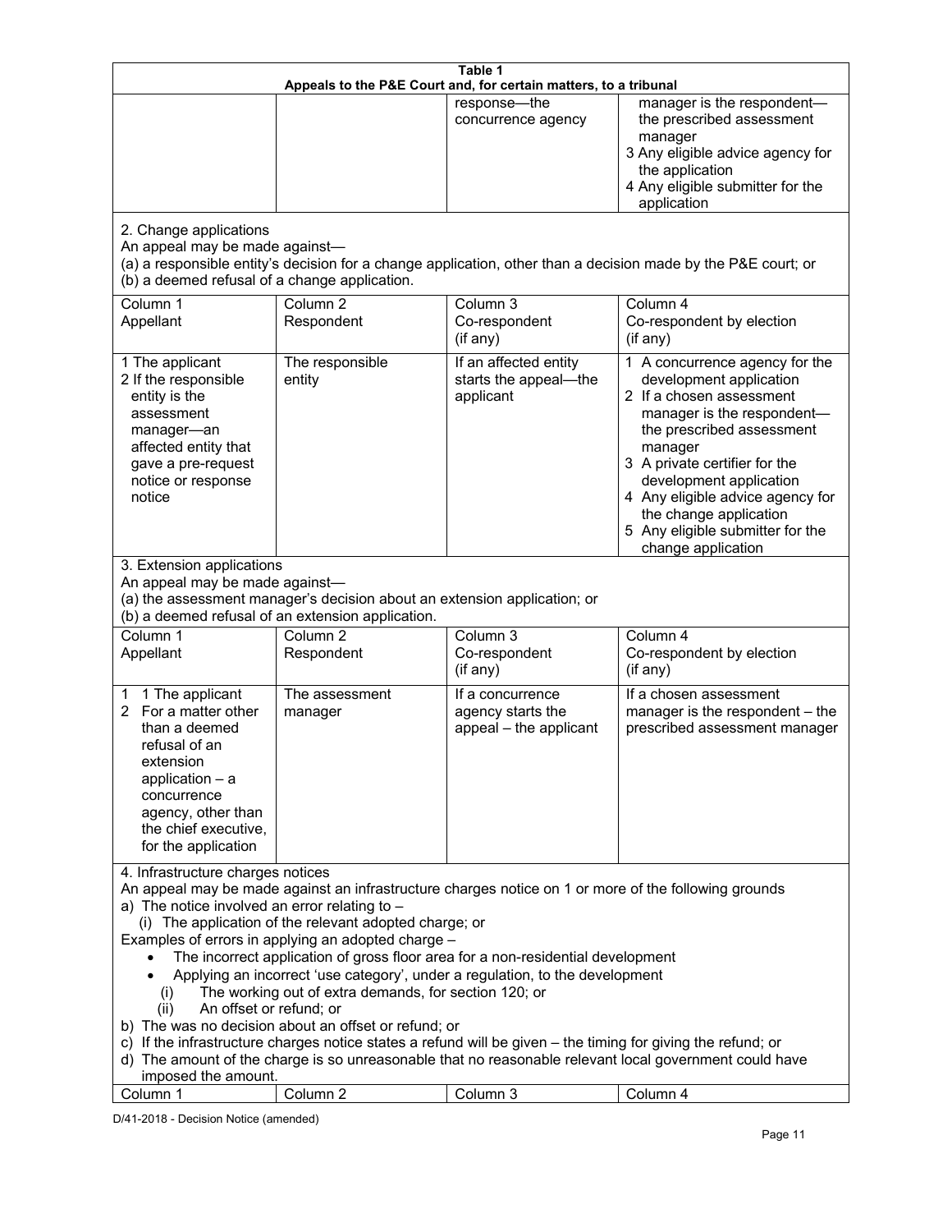**Table 1**
**Appeals to the P&E Court and, for certain matters, to a tribunal**

| | | | |
|---|---|---|---|
| | | response—the concurrence agency | manager is the respondent—the prescribed assessment manager<br>3 Any eligible advice agency for the application<br>4 Any eligible submitter for the application |

2. Change applications
An appeal may be made against—
(a) a responsible entity's decision for a change application, other than a decision made by the P&E court; or
(b) a deemed refusal of a change application.

| Column 1<br>Appellant | Column 2<br>Respondent | Column 3<br>Co-respondent<br>(if any) | Column 4<br>Co-respondent by election<br>(if any) |
|---|---|---|---|
| 1 The applicant<br>2 If the responsible entity is the assessment manager—an affected entity that gave a pre-request notice or response notice | The responsible entity | If an affected entity starts the appeal—the applicant | 1 A concurrence agency for the development application<br>2 If a chosen assessment manager is the respondent—the prescribed assessment manager<br>3 A private certifier for the development application<br>4 Any eligible advice agency for the change application<br>5 Any eligible submitter for the change application |

3. Extension applications
An appeal may be made against—
(a) the assessment manager's decision about an extension application; or
(b) a deemed refusal of an extension application.

| Column 1<br>Appellant | Column 2<br>Respondent | Column 3<br>Co-respondent<br>(if any) | Column 4<br>Co-respondent by election<br>(if any) |
|---|---|---|---|
| 1 1 The applicant<br>2 For a matter other than a deemed refusal of an extension application – a concurrence agency, other than the chief executive, for the application | The assessment manager | If a concurrence agency starts the appeal – the applicant | If a chosen assessment manager is the respondent – the prescribed assessment manager |

4. Infrastructure charges notices
An appeal may be made against an infrastructure charges notice on 1 or more of the following grounds
a) The notice involved an error relating to –
 (i) The application of the relevant adopted charge; or
Examples of errors in applying an adopted charge –
- The incorrect application of gross floor area for a non-residential development
- Applying an incorrect 'use category', under a regulation, to the development
 (i) The working out of extra demands, for section 120; or
 (ii) An offset or refund; or
b) The was no decision about an offset or refund; or
c) If the infrastructure charges notice states a refund will be given – the timing for giving the refund; or
d) The amount of the charge is so unreasonable that no reasonable relevant local government could have imposed the amount.

| Column 1 | Column 2 | Column 3 | Column 4 |
|---|---|---|---|

D/41-2018 - Decision Notice (amended)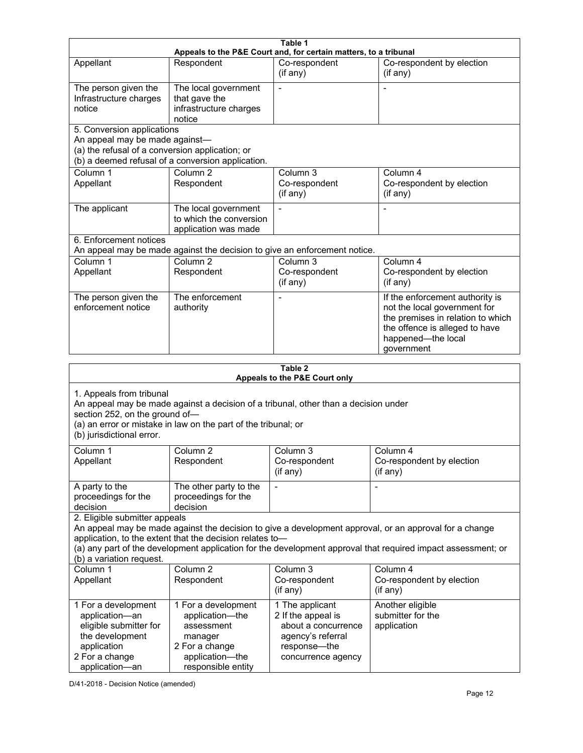| Table 1<br>Appeals to the P&E Court and, for certain matters, to a tribunal | | | |
|---|---|---|---|
| Appellant | Respondent | Co-respondent<br>(if any) | Co-respondent by election<br>(if any) |
| The person given the Infrastructure charges notice | The local government that gave the infrastructure charges notice | - | - |
| 5. Conversion applications<br>An appeal may be made against—<br>(a) the refusal of a conversion application; or<br>(b) a deemed refusal of a conversion application. | | | |
| Column 1<br>Appellant | Column 2<br>Respondent | Column 3<br>Co-respondent<br>(if any) | Column 4<br>Co-respondent by election<br>(if any) |
| The applicant | The local government to which the conversion application was made | - | - |
| 6. Enforcement notices<br>An appeal may be made against the decision to give an enforcement notice. | | | |
| Column 1<br>Appellant | Column 2<br>Respondent | Column 3<br>Co-respondent<br>(if any) | Column 4<br>Co-respondent by election<br>(if any) |
| The person given the enforcement notice | The enforcement authority | - | If the enforcement authority is not the local government for the premises in relation to which the offence is alleged to have happened—the local government |

| Table 2<br>Appeals to the P&E Court only | | | |
|---|---|---|---|
| 1. Appeals from tribunal<br>An appeal may be made against a decision of a tribunal, other than a decision under section 252, on the ground of—<br>(a) an error or mistake in law on the part of the tribunal; or<br>(b) jurisdictional error. | | | |
| Column 1<br>Appellant | Column 2<br>Respondent | Column 3<br>Co-respondent<br>(if any) | Column 4<br>Co-respondent by election<br>(if any) |
| A party to the proceedings for the decision | The other party to the proceedings for the decision | - | - |
| 2. Eligible submitter appeals<br>An appeal may be made against the decision to give a development approval, or an approval for a change application, to the extent that the decision relates to—<br>(a) any part of the development application for the development approval that required impact assessment; or<br>(b) a variation request. | | | |
| Column 1<br>Appellant | Column 2<br>Respondent | Column 3<br>Co-respondent<br>(if any) | Column 4<br>Co-respondent by election<br>(if any) |
| 1 For a development application—an eligible submitter for the development application<br>2 For a change application—an | 1 For a development application—the assessment manager<br>2 For a change application—the responsible entity | 1 The applicant<br>2 If the appeal is about a concurrence agency's referral response—the concurrence agency | Another eligible submitter for the application |

D/41-2018 - Decision Notice (amended)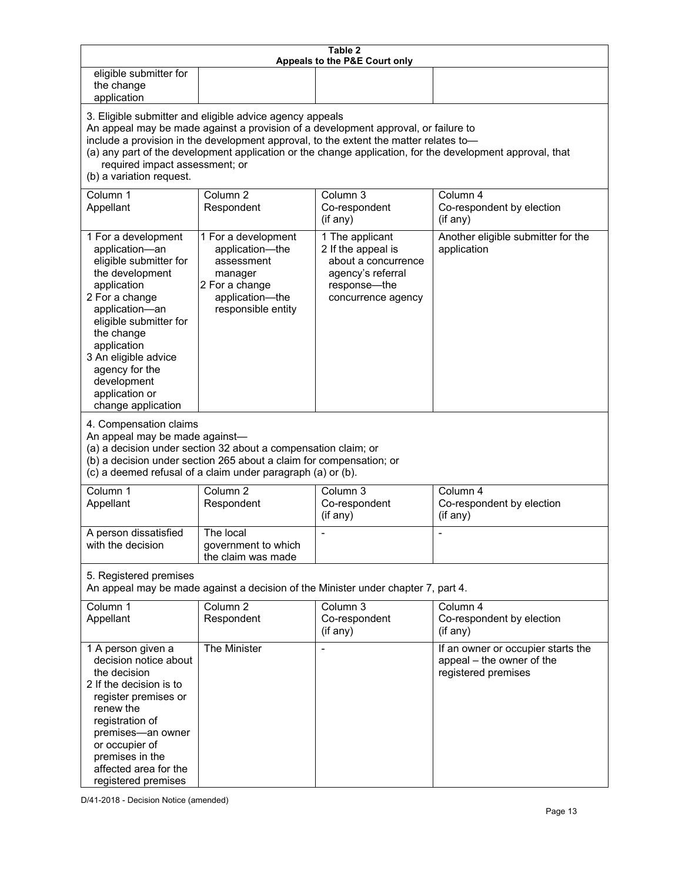| Table 2 Appeals to the P&E Court only | | | |
|---|---|---|---|
| eligible submitter for the change application | | | |
| **3. Eligible submitter and eligible advice agency appeals** An appeal may be made against a provision of a development approval, or failure to include a provision in the development approval, to the extent the matter relates to— (a) any part of the development application or the change application, for the development approval, that required impact assessment; or (b) a variation request. | | | |
| Column 1 Appellant | Column 2 Respondent | Column 3 Co-respondent (if any) | Column 4 Co-respondent by election (if any) |
| 1 For a development application—an eligible submitter for the development application 2 For a change application—an eligible submitter for the change application 3 An eligible advice agency for the development application or change application | 1 For a development application—the assessment manager 2 For a change application—the responsible entity | 1 The applicant 2 If the appeal is about a concurrence agency's referral response—the concurrence agency | Another eligible submitter for the application |
| **4. Compensation claims** An appeal may be made against— (a) a decision under section 32 about a compensation claim; or (b) a decision under section 265 about a claim for compensation; or (c) a deemed refusal of a claim under paragraph (a) or (b). | | | |
| Column 1 Appellant | Column 2 Respondent | Column 3 Co-respondent (if any) | Column 4 Co-respondent by election (if any) |
| A person dissatisfied with the decision | The local government to which the claim was made | - | - |
| **5. Registered premises** An appeal may be made against a decision of the Minister under chapter 7, part 4. | | | |
| Column 1 Appellant | Column 2 Respondent | Column 3 Co-respondent (if any) | Column 4 Co-respondent by election (if any) |
| 1 A person given a decision notice about the decision 2 If the decision is to register premises or renew the registration of premises—an owner or occupier of premises in the affected area for the registered premises | The Minister | - | If an owner or occupier starts the appeal – the owner of the registered premises |

D/41-2018 - Decision Notice (amended)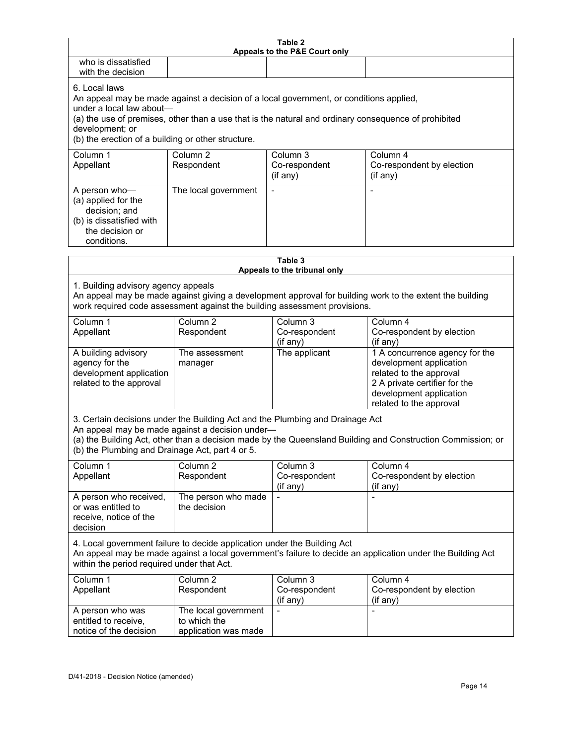**Table 2**
**Appeals to the P&E Court only**

| | | | |
|---|---|---|---|
| who is dissatisfied with the decision | | | |

6. Local laws
An appeal may be made against a decision of a local government, or conditions applied, under a local law about—
(a) the use of premises, other than a use that is the natural and ordinary consequence of prohibited development; or
(b) the erection of a building or other structure.

| Column 1 Appellant | Column 2 Respondent | Column 3 Co-respondent (if any) | Column 4 Co-respondent by election (if any) |
|---|---|---|---|
| A person who— (a) applied for the decision; and (b) is dissatisfied with the decision or conditions. | The local government | - | - |

**Table 3**
**Appeals to the tribunal only**

1. Building advisory agency appeals
An appeal may be made against giving a development approval for building work to the extent the building work required code assessment against the building assessment provisions.

| Column 1 Appellant | Column 2 Respondent | Column 3 Co-respondent (if any) | Column 4 Co-respondent by election (if any) |
|---|---|---|---|
| A building advisory agency for the development application related to the approval | The assessment manager | The applicant | 1 A concurrence agency for the development application related to the approval 2 A private certifier for the development application related to the approval |

3. Certain decisions under the Building Act and the Plumbing and Drainage Act
An appeal may be made against a decision under—
(a) the Building Act, other than a decision made by the Queensland Building and Construction Commission; or
(b) the Plumbing and Drainage Act, part 4 or 5.

| Column 1 Appellant | Column 2 Respondent | Column 3 Co-respondent (if any) | Column 4 Co-respondent by election (if any) |
|---|---|---|---|
| A person who received, or was entitled to receive, notice of the decision | The person who made the decision | - | - |

4. Local government failure to decide application under the Building Act
An appeal may be made against a local government's failure to decide an application under the Building Act within the period required under that Act.

| Column 1 Appellant | Column 2 Respondent | Column 3 Co-respondent (if any) | Column 4 Co-respondent by election (if any) |
|---|---|---|---|
| A person who was entitled to receive, notice of the decision | The local government to which the application was made | - | - |

D/41-2018 - Decision Notice (amended)